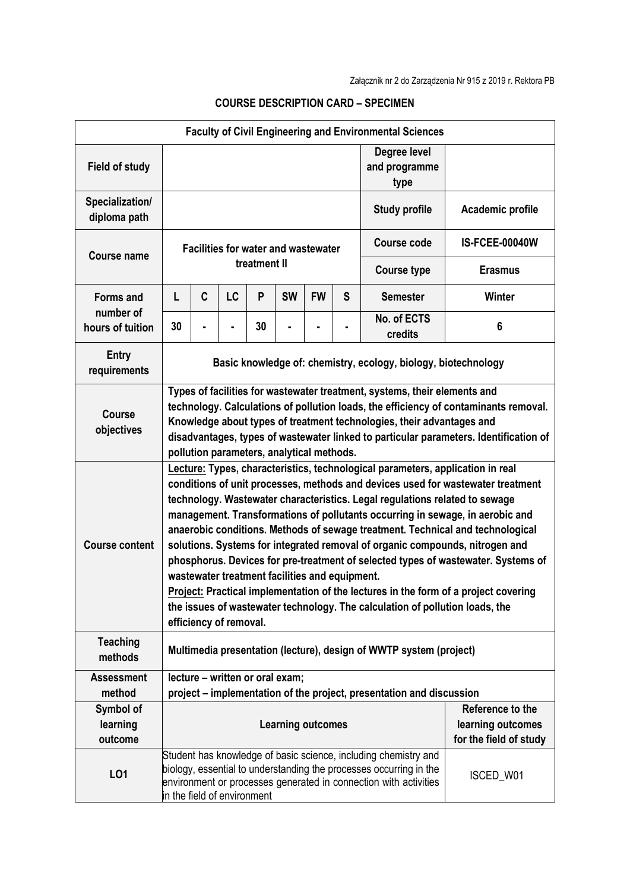Załącznik nr 2 do Zarządzenia Nr 915 z 2019 r. Rektora PB

**COURSE DESCRIPTION CARD – SPECIMEN**

| **Faculty of Civil Engineering and Environmental Sciences** | | | | | | | | | |
|---|---|---|---|---|---|---|---|---|---|
| **Field of study** | | | | | | | | **Degree level and programme type** | |
| **Specialization/ diploma path** | | | | | | | | **Study profile** | **Academic profile** |
| **Course name** | **Facilities for water and wastewater treatment II** | | | | | | | **Course code** | **IS-FCEE-00040W** |
| | | | | | | | | **Course type** | **Erasmus** |
| **Forms and number of hours of tuition** | **L** | **C** | **LC** | **P** | **SW** | **FW** | **S** | **Semester** | **Winter** |
| | **30** | **-** | **-** | **30** | **-** | **-** | **-** | **No. of ECTS credits** | **6** |
| **Entry requirements** | **Basic knowledge of: chemistry, ecology, biology, biotechnology** | | | | | | | | |
| **Course objectives** | **Types of facilities for wastewater treatment, systems, their elements and technology. Calculations of pollution loads, the efficiency of contaminants removal. Knowledge about types of treatment technologies, their advantages and disadvantages, types of wastewater linked to particular parameters. Identification of pollution parameters, analytical methods.** | | | | | | | | |
| **Course content** | **Lecture: Types, characteristics, technological parameters, application in real conditions of unit processes, methods and devices used for wastewater treatment technology. Wastewater characteristics. Legal regulations related to sewage management. Transformations of pollutants occurring in sewage, in aerobic and anaerobic conditions. Methods of sewage treatment. Technical and technological solutions. Systems for integrated removal of organic compounds, nitrogen and phosphorus. Devices for pre-treatment of selected types of wastewater. Systems of wastewater treatment facilities and equipment.**<br>**Project: Practical implementation of the lectures in the form of a project covering the issues of wastewater technology. The calculation of pollution loads, the efficiency of removal.** | | | | | | | | |
| **Teaching methods** | **Multimedia presentation (lecture), design of WWTP system (project)** | | | | | | | | |
| **Assessment method** | **lecture – written or oral exam;**<br>**project – implementation of the project, presentation and discussion** | | | | | | | | |
| **Symbol of learning outcome** | **Learning outcomes** | | | | | | | | **Reference to the learning outcomes for the field of study** |
| **LO1** | Student has knowledge of basic science, including chemistry and biology, essential to understanding the processes occurring in the environment or processes generated in connection with activities in the field of environment | | | | | | | | ISCED_W01 |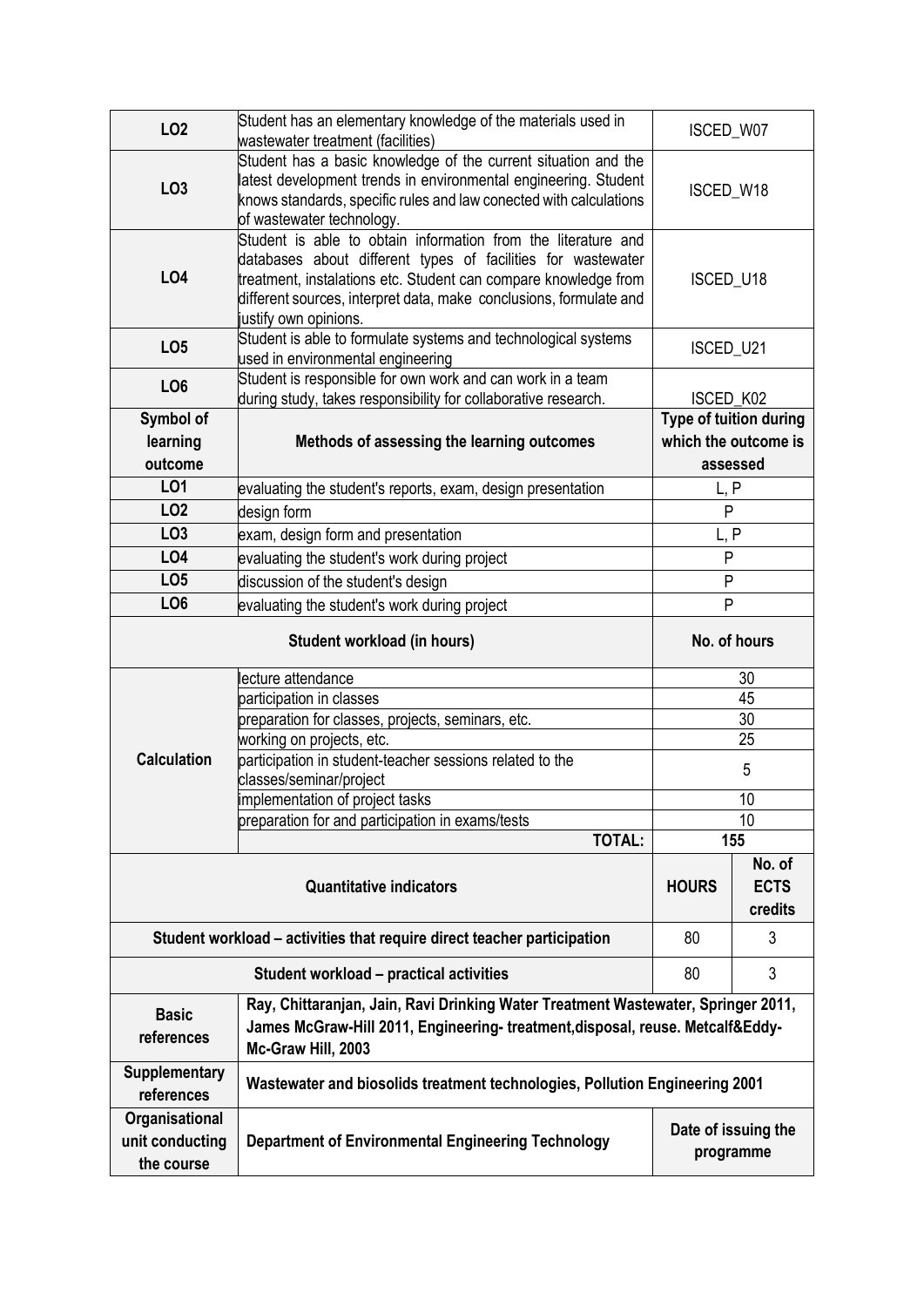| | | |
|---|---|---|
| **LO2** | Student has an elementary knowledge of the materials used in wastewater treatment (facilities) | ISCED_W07 |
| **LO3** | Student has a basic knowledge of the current situation and the latest development trends in environmental engineering. Student knows standards, specific rules and law conected with calculations of wastewater technology. | ISCED_W18 |
| **LO4** | Student is able to obtain information from the literature and databases about different types of facilities for wastewater treatment, instalations etc. Student can compare knowledge from different sources, interpret data, make conclusions, formulate and justify own opinions. | ISCED_U18 |
| **LO5** | Student is able to formulate systems and technological systems used in environmental engineering | ISCED_U21 |
| **LO6** | Student is responsible for own work and can work in a team during study, takes responsibility for collaborative research. | ISCED_K02 |

| Symbol of learning outcome | Methods of assessing the learning outcomes | Type of tuition during which the outcome is assessed |
|---|---|---|
| **LO1** | evaluating the student's reports, exam, design presentation | L, P |
| **LO2** | design form | P |
| **LO3** | exam, design form and presentation | L, P |
| **LO4** | evaluating the student's work during project | P |
| **LO5** | discussion of the student's design | P |
| **LO6** | evaluating the student's work during project | P |

| Student workload (in hours) | | No. of hours |
|---|---|---|
| **Calculation** | lecture attendance | 30 |
| | participation in classes | 45 |
| | preparation for classes, projects, seminars, etc. | 30 |
| | working on projects, etc. | 25 |
| | participation in student-teacher sessions related to the classes/seminar/project | 5 |
| | implementation of project tasks | 10 |
| | preparation for and participation in exams/tests | 10 |
| | **TOTAL:** | **155** |

| Quantitative indicators | HOURS | No. of ECTS credits |
|---|---|---|
| **Student workload – activities that require direct teacher participation** | 80 | 3 |
| **Student workload – practical activities** | 80 | 3 |

| | | |
|---|---|---|
| **Basic references** | **Ray, Chittaranjan, Jain, Ravi Drinking Water Treatment Wastewater, Springer 2011, James McGraw-Hill 2011, Engineering- treatment,disposal, reuse. Metcalf&Eddy-Mc-Graw Hill, 2003** | |
| **Supplementary references** | **Wastewater and biosolids treatment technologies, Pollution Engineering 2001** | |
| **Organisational unit conducting the course** | **Department of Environmental Engineering Technology** | **Date of issuing the programme** |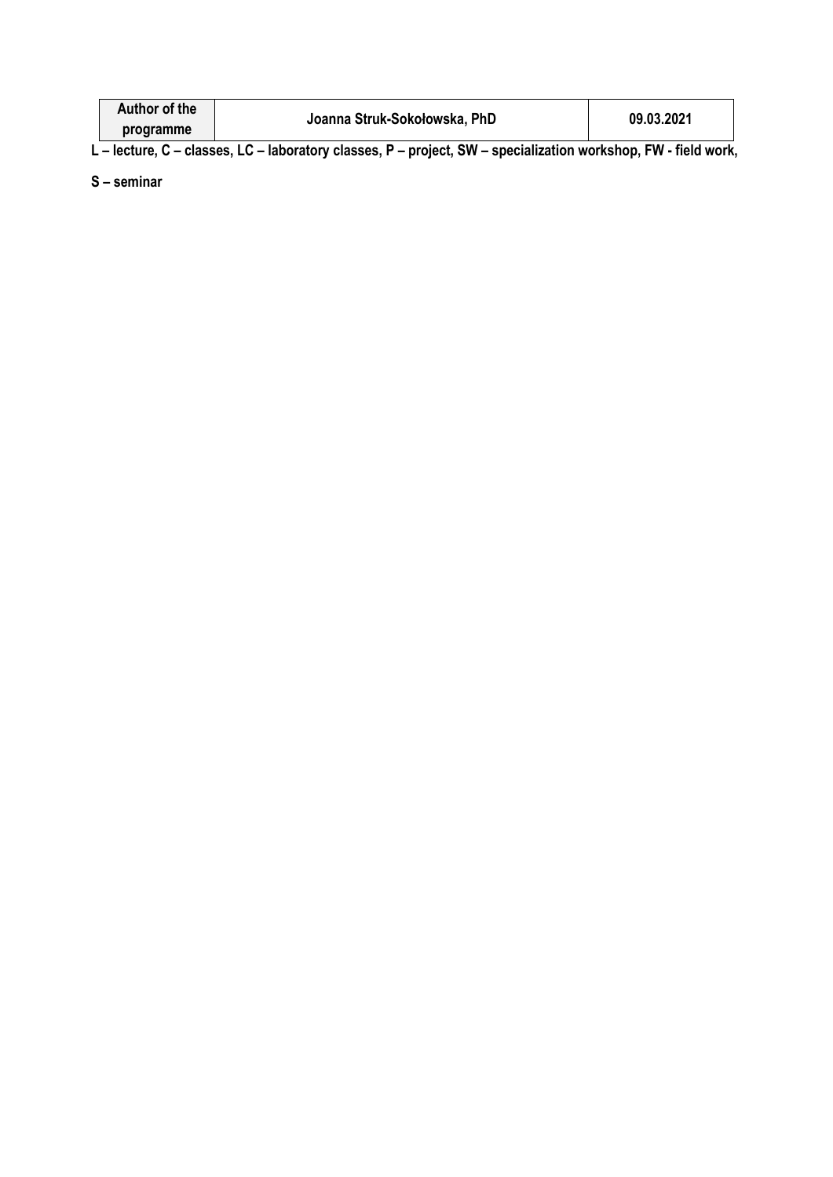| | | |
|---|---|---|
| **Author of the programme** | **Joanna Struk-Sokołowska, PhD** | **09.03.2021** |

**L – lecture, C – classes, LC – laboratory classes, P – project, SW – specialization workshop, FW - field work,**

**S – seminar**